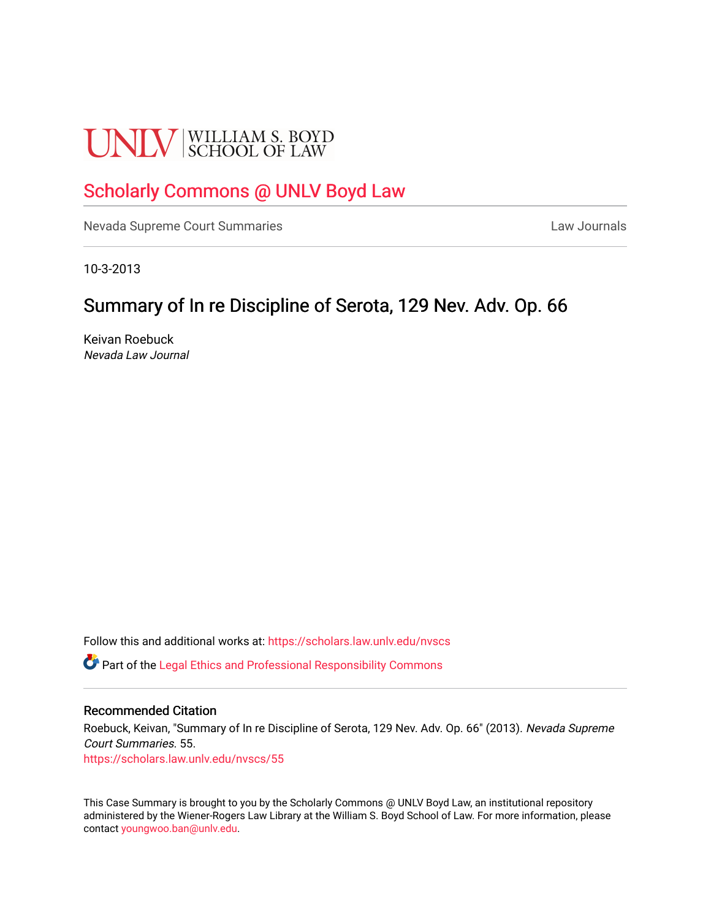UNLV | WILLIAM S. BOYD SCHOOL OF LAW

# Scholarly Commons @ UNLV Boyd Law

Nevada Supreme Court Summaries | Law Journals

10-3-2013

## Summary of In re Discipline of Serota, 129 Nev. Adv. Op. 66

Keivan Roebuck
*Nevada Law Journal*

Follow this and additional works at: https://scholars.law.unlv.edu/nvscs

Part of the Legal Ethics and Professional Responsibility Commons

### Recommended Citation

Roebuck, Keivan, "Summary of In re Discipline of Serota, 129 Nev. Adv. Op. 66" (2013). *Nevada Supreme Court Summaries*. 55.
https://scholars.law.unlv.edu/nvscs/55

This Case Summary is brought to you by the Scholarly Commons @ UNLV Boyd Law, an institutional repository administered by the Wiener-Rogers Law Library at the William S. Boyd School of Law. For more information, please contact youngwoo.ban@unlv.edu.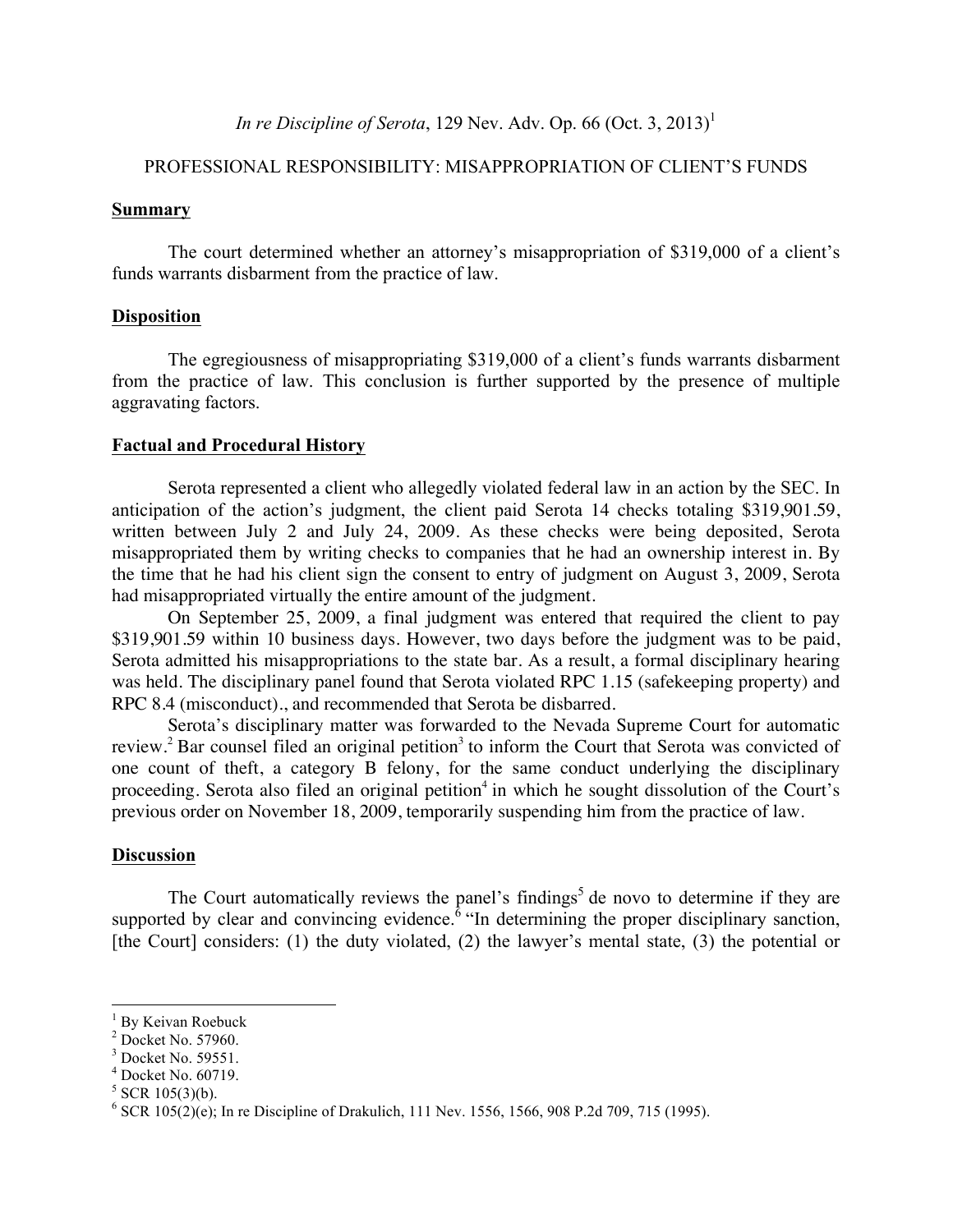*In re Discipline of Serota*, 129 Nev. Adv. Op. 66 (Oct. 3, 2013)[1]

PROFESSIONAL RESPONSIBILITY: MISAPPROPRIATION OF CLIENT'S FUNDS

## Summary

The court determined whether an attorney's misappropriation of $319,000 of a client's funds warrants disbarment from the practice of law.

## Disposition

The egregiousness of misappropriating $319,000 of a client's funds warrants disbarment from the practice of law. This conclusion is further supported by the presence of multiple aggravating factors.

## Factual and Procedural History

Serota represented a client who allegedly violated federal law in an action by the SEC. In anticipation of the action's judgment, the client paid Serota 14 checks totaling $319,901.59, written between July 2 and July 24, 2009. As these checks were being deposited, Serota misappropriated them by writing checks to companies that he had an ownership interest in. By the time that he had his client sign the consent to entry of judgment on August 3, 2009, Serota had misappropriated virtually the entire amount of the judgment.

On September 25, 2009, a final judgment was entered that required the client to pay $319,901.59 within 10 business days. However, two days before the judgment was to be paid, Serota admitted his misappropriations to the state bar. As a result, a formal disciplinary hearing was held. The disciplinary panel found that Serota violated RPC 1.15 (safekeeping property) and RPC 8.4 (misconduct)., and recommended that Serota be disbarred.

Serota's disciplinary matter was forwarded to the Nevada Supreme Court for automatic review.[2] Bar counsel filed an original petition[3] to inform the Court that Serota was convicted of one count of theft, a category B felony, for the same conduct underlying the disciplinary proceeding. Serota also filed an original petition[4] in which he sought dissolution of the Court's previous order on November 18, 2009, temporarily suspending him from the practice of law.

## Discussion

The Court automatically reviews the panel's findings[5] de novo to determine if they are supported by clear and convincing evidence.[6] "In determining the proper disciplinary sanction, [the Court] considers: (1) the duty violated, (2) the lawyer's mental state, (3) the potential or

---

[1] By Keivan Roebuck

[2] Docket No. 57960.

[3] Docket No. 59551.

[4] Docket No. 60719.

[5] SCR 105(3)(b).

[6] SCR 105(2)(e); In re Discipline of Drakulich, 111 Nev. 1556, 1566, 908 P.2d 709, 715 (1995).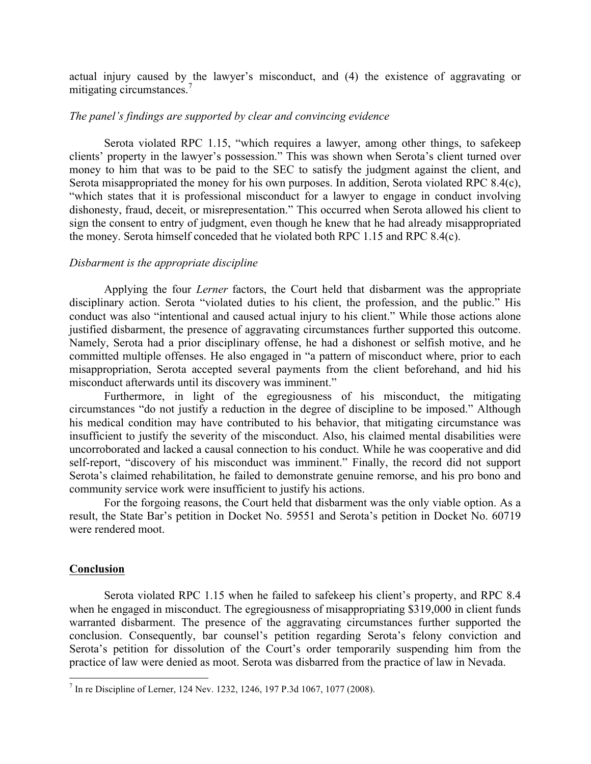actual injury caused by the lawyer's misconduct, and (4) the existence of aggravating or mitigating circumstances.[7]

*The panel's findings are supported by clear and convincing evidence*

Serota violated RPC 1.15, "which requires a lawyer, among other things, to safekeep clients' property in the lawyer's possession." This was shown when Serota's client turned over money to him that was to be paid to the SEC to satisfy the judgment against the client, and Serota misappropriated the money for his own purposes. In addition, Serota violated RPC 8.4(c), "which states that it is professional misconduct for a lawyer to engage in conduct involving dishonesty, fraud, deceit, or misrepresentation." This occurred when Serota allowed his client to sign the consent to entry of judgment, even though he knew that he had already misappropriated the money. Serota himself conceded that he violated both RPC 1.15 and RPC 8.4(c).

*Disbarment is the appropriate discipline*

Applying the four *Lerner* factors, the Court held that disbarment was the appropriate disciplinary action. Serota "violated duties to his client, the profession, and the public." His conduct was also "intentional and caused actual injury to his client." While those actions alone justified disbarment, the presence of aggravating circumstances further supported this outcome. Namely, Serota had a prior disciplinary offense, he had a dishonest or selfish motive, and he committed multiple offenses. He also engaged in "a pattern of misconduct where, prior to each misappropriation, Serota accepted several payments from the client beforehand, and hid his misconduct afterwards until its discovery was imminent."

Furthermore, in light of the egregiousness of his misconduct, the mitigating circumstances "do not justify a reduction in the degree of discipline to be imposed." Although his medical condition may have contributed to his behavior, that mitigating circumstance was insufficient to justify the severity of the misconduct. Also, his claimed mental disabilities were uncorroborated and lacked a causal connection to his conduct. While he was cooperative and did self-report, "discovery of his misconduct was imminent." Finally, the record did not support Serota's claimed rehabilitation, he failed to demonstrate genuine remorse, and his pro bono and community service work were insufficient to justify his actions.

For the forgoing reasons, the Court held that disbarment was the only viable option. As a result, the State Bar's petition in Docket No. 59551 and Serota's petition in Docket No. 60719 were rendered moot.

## Conclusion

Serota violated RPC 1.15 when he failed to safekeep his client's property, and RPC 8.4 when he engaged in misconduct. The egregiousness of misappropriating $319,000 in client funds warranted disbarment. The presence of the aggravating circumstances further supported the conclusion. Consequently, bar counsel's petition regarding Serota's felony conviction and Serota's petition for dissolution of the Court's order temporarily suspending him from the practice of law were denied as moot. Serota was disbarred from the practice of law in Nevada.

[7] In re Discipline of Lerner, 124 Nev. 1232, 1246, 197 P.3d 1067, 1077 (2008).